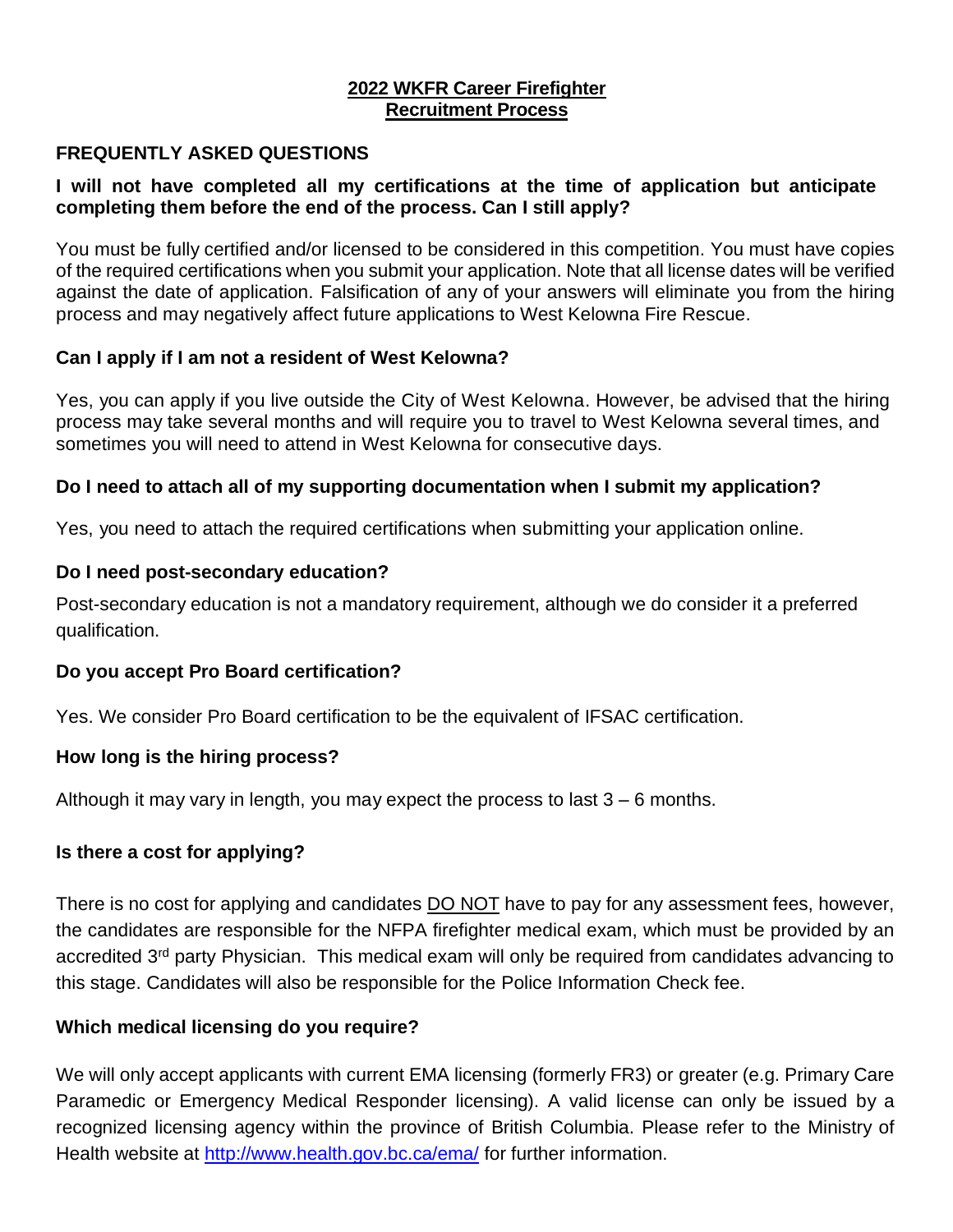# 2022 WKFR Career Firefighter Recruitment Process

## FREQUENTLY ASKED QUESTIONS

### I will not have completed all my certifications at the time of application but anticipate completing them before the end of the process. Can I still apply?

You must be fully certified and/or licensed to be considered in this competition. You must have copies of the required certifications when you submit your application. Note that all license dates will be verified against the date of application. Falsification of any of your answers will eliminate you from the hiring process and may negatively affect future applications to West Kelowna Fire Rescue.

### Can I apply if I am not a resident of West Kelowna?

Yes, you can apply if you live outside the City of West Kelowna. However, be advised that the hiring process may take several months and will require you to travel to West Kelowna several times, and sometimes you will need to attend in West Kelowna for consecutive days.

### Do I need to attach all of my supporting documentation when I submit my application?

Yes, you need to attach the required certifications when submitting your application online.

### Do I need post-secondary education?

Post-secondary education is not a mandatory requirement, although we do consider it a preferred qualification.

### Do you accept Pro Board certification?

Yes. We consider Pro Board certification to be the equivalent of IFSAC certification.

### How long is the hiring process?

Although it may vary in length, you may expect the process to last 3 – 6 months.

### Is there a cost for applying?

There is no cost for applying and candidates DO NOT have to pay for any assessment fees, however, the candidates are responsible for the NFPA firefighter medical exam, which must be provided by an accredited 3rd party Physician. This medical exam will only be required from candidates advancing to this stage. Candidates will also be responsible for the Police Information Check fee.

### Which medical licensing do you require?

We will only accept applicants with current EMA licensing (formerly FR3) or greater (e.g. Primary Care Paramedic or Emergency Medical Responder licensing). A valid license can only be issued by a recognized licensing agency within the province of British Columbia. Please refer to the Ministry of Health website at http://www.health.gov.bc.ca/ema/ for further information.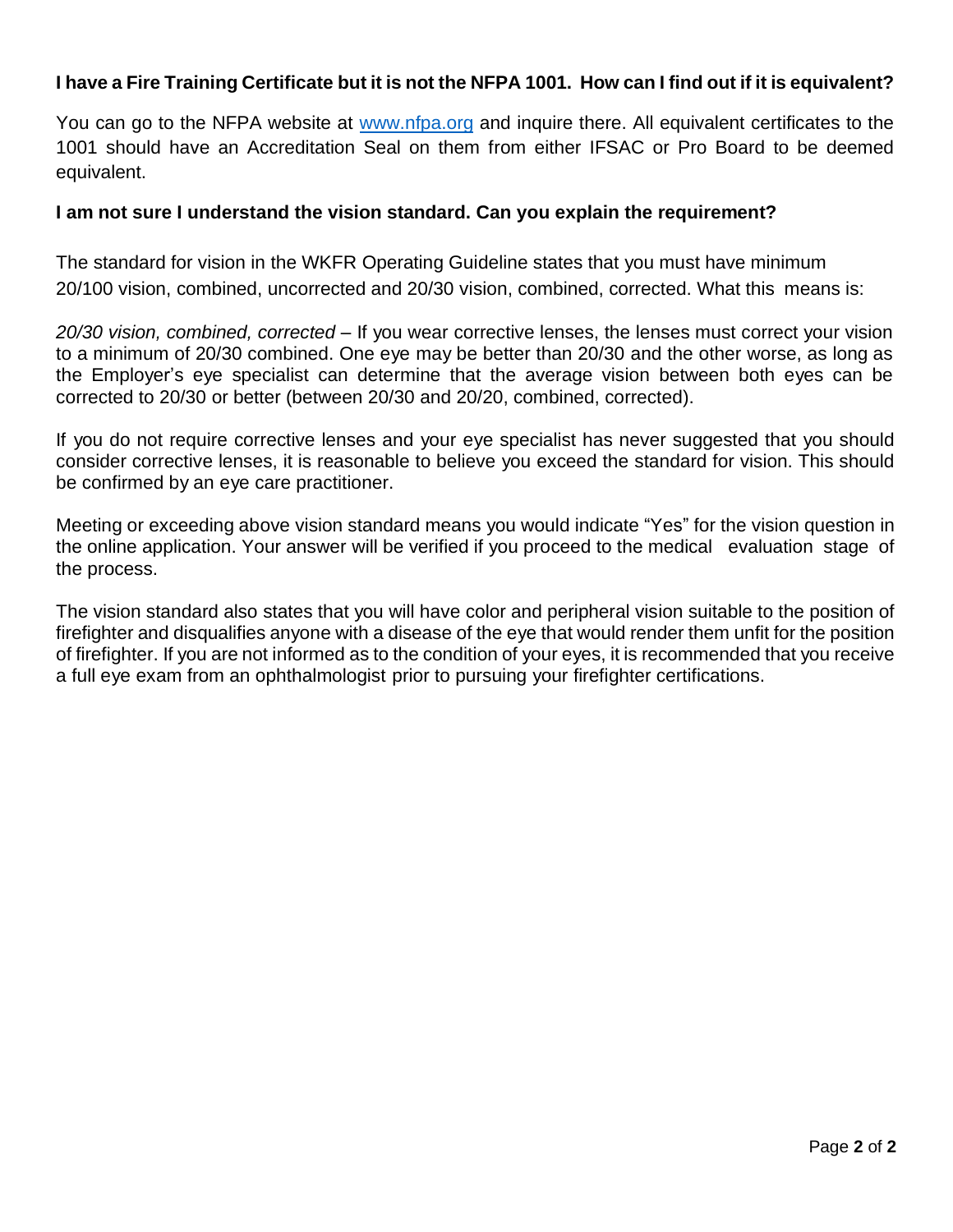**I have a Fire Training Certificate but it is not the NFPA 1001. How can I find out if it is equivalent?**

You can go to the NFPA website at [www.nfpa.org](http://www.nfpa.org) and inquire there. All equivalent certificates to the 1001 should have an Accreditation Seal on them from either IFSAC or Pro Board to be deemed equivalent.

**I am not sure I understand the vision standard. Can you explain the requirement?**

The standard for vision in the WKFR Operating Guideline states that you must have minimum 20/100 vision, combined, uncorrected and 20/30 vision, combined, corrected. What this means is:

*20/30 vision, combined, corrected* – If you wear corrective lenses, the lenses must correct your vision to a minimum of 20/30 combined. One eye may be better than 20/30 and the other worse, as long as the Employer's eye specialist can determine that the average vision between both eyes can be corrected to 20/30 or better (between 20/30 and 20/20, combined, corrected).

If you do not require corrective lenses and your eye specialist has never suggested that you should consider corrective lenses, it is reasonable to believe you exceed the standard for vision. This should be confirmed by an eye care practitioner.

Meeting or exceeding above vision standard means you would indicate "Yes" for the vision question in the online application. Your answer will be verified if you proceed to the medical evaluation stage of the process.

The vision standard also states that you will have color and peripheral vision suitable to the position of firefighter and disqualifies anyone with a disease of the eye that would render them unfit for the position of firefighter. If you are not informed as to the condition of your eyes, it is recommended that you receive a full eye exam from an ophthalmologist prior to pursuing your firefighter certifications.